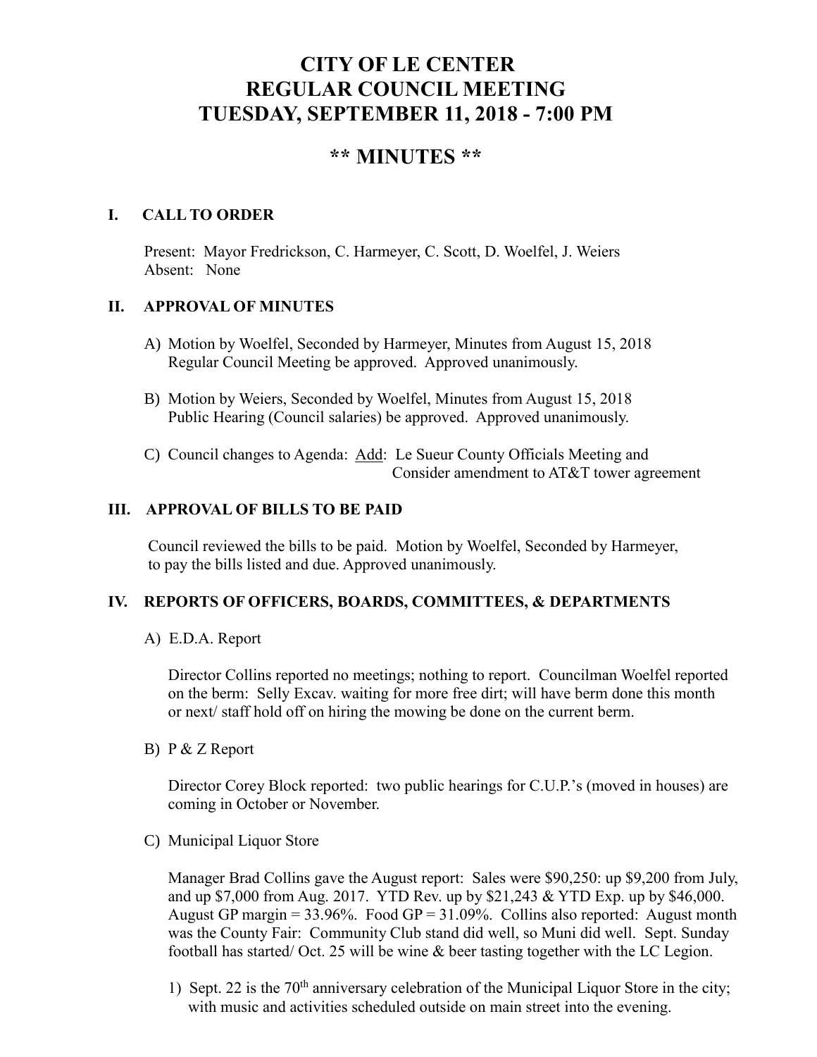# CITY OF LE CENTER
# REGULAR COUNCIL MEETING
# TUESDAY, SEPTEMBER 11, 2018 - 7:00 PM

## ** MINUTES **

### I. CALL TO ORDER

Present: Mayor Fredrickson, C. Harmeyer, C. Scott, D. Woelfel, J. Weiers
Absent: None

### II. APPROVAL OF MINUTES

A) Motion by Woelfel, Seconded by Harmeyer, Minutes from August 15, 2018 Regular Council Meeting be approved. Approved unanimously.

B) Motion by Weiers, Seconded by Woelfel, Minutes from August 15, 2018 Public Hearing (Council salaries) be approved. Approved unanimously.

C) Council changes to Agenda: Add: Le Sueur County Officials Meeting and Consider amendment to AT&T tower agreement

### III. APPROVAL OF BILLS TO BE PAID

Council reviewed the bills to be paid. Motion by Woelfel, Seconded by Harmeyer, to pay the bills listed and due. Approved unanimously.

### IV. REPORTS OF OFFICERS, BOARDS, COMMITTEES, & DEPARTMENTS

A) E.D.A. Report

Director Collins reported no meetings; nothing to report. Councilman Woelfel reported on the berm: Selly Excav. waiting for more free dirt; will have berm done this month or next/ staff hold off on hiring the mowing be done on the current berm.

B) P & Z Report

Director Corey Block reported: two public hearings for C.U.P.'s (moved in houses) are coming in October or November.

C) Municipal Liquor Store

Manager Brad Collins gave the August report: Sales were $90,250: up $9,200 from July, and up $7,000 from Aug. 2017. YTD Rev. up by $21,243 & YTD Exp. up by $46,000. August GP margin = 33.96%. Food GP = 31.09%. Collins also reported: August month was the County Fair: Community Club stand did well, so Muni did well. Sept. Sunday football has started/ Oct. 25 will be wine & beer tasting together with the LC Legion.

1) Sept. 22 is the 70th anniversary celebration of the Municipal Liquor Store in the city; with music and activities scheduled outside on main street into the evening.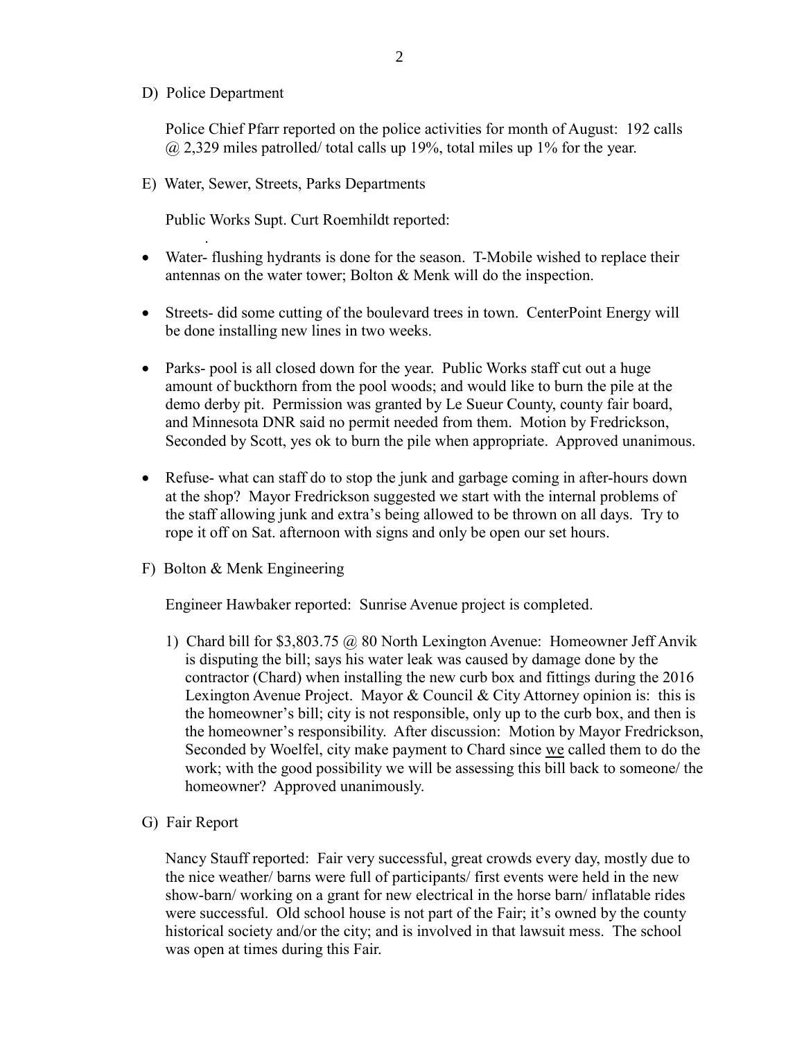D) Police Department

Police Chief Pfarr reported on the police activities for month of August: 192 calls @ 2,329 miles patrolled/ total calls up 19%, total miles up 1% for the year.

E) Water, Sewer, Streets, Parks Departments

Public Works Supt. Curt Roemhildt reported:

- Water- flushing hydrants is done for the season. T-Mobile wished to replace their antennas on the water tower; Bolton & Menk will do the inspection.

- Streets- did some cutting of the boulevard trees in town. CenterPoint Energy will be done installing new lines in two weeks.

- Parks- pool is all closed down for the year. Public Works staff cut out a huge amount of buckthorn from the pool woods; and would like to burn the pile at the demo derby pit. Permission was granted by Le Sueur County, county fair board, and Minnesota DNR said no permit needed from them. Motion by Fredrickson, Seconded by Scott, yes ok to burn the pile when appropriate. Approved unanimous.

- Refuse- what can staff do to stop the junk and garbage coming in after-hours down at the shop? Mayor Fredrickson suggested we start with the internal problems of the staff allowing junk and extra's being allowed to be thrown on all days. Try to rope it off on Sat. afternoon with signs and only be open our set hours.

F) Bolton & Menk Engineering

Engineer Hawbaker reported: Sunrise Avenue project is completed.

1) Chard bill for $3,803.75 @ 80 North Lexington Avenue: Homeowner Jeff Anvik is disputing the bill; says his water leak was caused by damage done by the contractor (Chard) when installing the new curb box and fittings during the 2016 Lexington Avenue Project. Mayor & Council & City Attorney opinion is: this is the homeowner's bill; city is not responsible, only up to the curb box, and then is the homeowner's responsibility. After discussion: Motion by Mayor Fredrickson, Seconded by Woelfel, city make payment to Chard since <u>we</u> called them to do the work; with the good possibility we will be assessing this bill back to someone/ the homeowner? Approved unanimously.

G) Fair Report

Nancy Stauff reported: Fair very successful, great crowds every day, mostly due to the nice weather/ barns were full of participants/ first events were held in the new show-barn/ working on a grant for new electrical in the horse barn/ inflatable rides were successful. Old school house is not part of the Fair; it's owned by the county historical society and/or the city; and is involved in that lawsuit mess. The school was open at times during this Fair.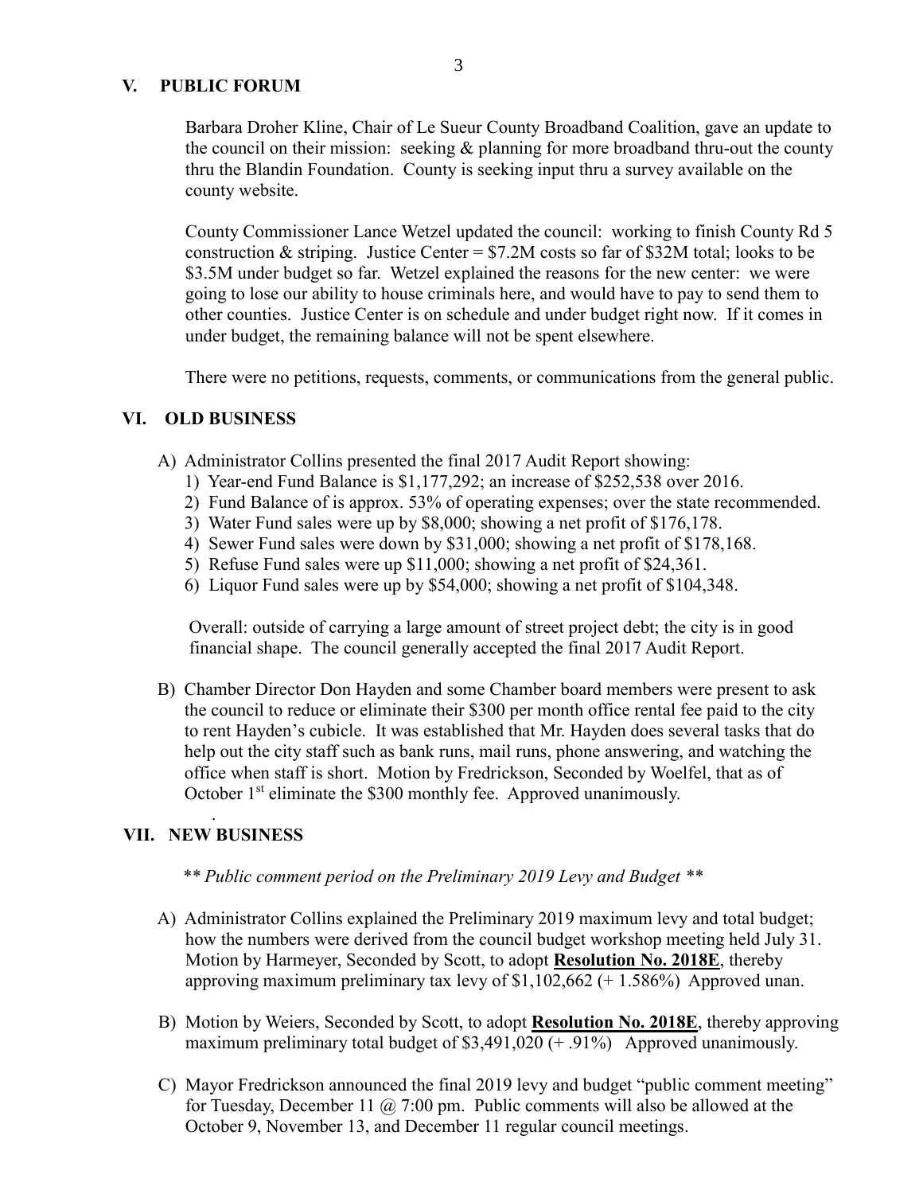## V. PUBLIC FORUM

Barbara Droher Kline, Chair of Le Sueur County Broadband Coalition, gave an update to the council on their mission: seeking & planning for more broadband thru-out the county thru the Blandin Foundation. County is seeking input thru a survey available on the county website.

County Commissioner Lance Wetzel updated the council: working to finish County Rd 5 construction & striping. Justice Center = $7.2M costs so far of $32M total; looks to be $3.5M under budget so far. Wetzel explained the reasons for the new center: we were going to lose our ability to house criminals here, and would have to pay to send them to other counties. Justice Center is on schedule and under budget right now. If it comes in under budget, the remaining balance will not be spent elsewhere.

There were no petitions, requests, comments, or communications from the general public.

## VI. OLD BUSINESS

A) Administrator Collins presented the final 2017 Audit Report showing:
   1) Year-end Fund Balance is $1,177,292; an increase of $252,538 over 2016.
   2) Fund Balance of is approx. 53% of operating expenses; over the state recommended.
   3) Water Fund sales were up by $8,000; showing a net profit of $176,178.
   4) Sewer Fund sales were down by $31,000; showing a net profit of $178,168.
   5) Refuse Fund sales were up $11,000; showing a net profit of $24,361.
   6) Liquor Fund sales were up by $54,000; showing a net profit of $104,348.

   Overall: outside of carrying a large amount of street project debt; the city is in good financial shape. The council generally accepted the final 2017 Audit Report.

B) Chamber Director Don Hayden and some Chamber board members were present to ask the council to reduce or eliminate their $300 per month office rental fee paid to the city to rent Hayden's cubicle. It was established that Mr. Hayden does several tasks that do help out the city staff such as bank runs, mail runs, phone answering, and watching the office when staff is short. Motion by Fredrickson, Seconded by Woelfel, that as of October 1st eliminate the $300 monthly fee. Approved unanimously.

## VII. NEW BUSINESS

*\*\* Public comment period on the Preliminary 2019 Levy and Budget \*\**

A) Administrator Collins explained the Preliminary 2019 maximum levy and total budget; how the numbers were derived from the council budget workshop meeting held July 31. Motion by Harmeyer, Seconded by Scott, to adopt **Resolution No. 2018E**, thereby approving maximum preliminary tax levy of $1,102,662 (+ 1.586%) Approved unan.

B) Motion by Weiers, Seconded by Scott, to adopt **Resolution No. 2018E**, thereby approving maximum preliminary total budget of $3,491,020 (+ .91%) Approved unanimously.

C) Mayor Fredrickson announced the final 2019 levy and budget "public comment meeting" for Tuesday, December 11 @ 7:00 pm. Public comments will also be allowed at the October 9, November 13, and December 11 regular council meetings.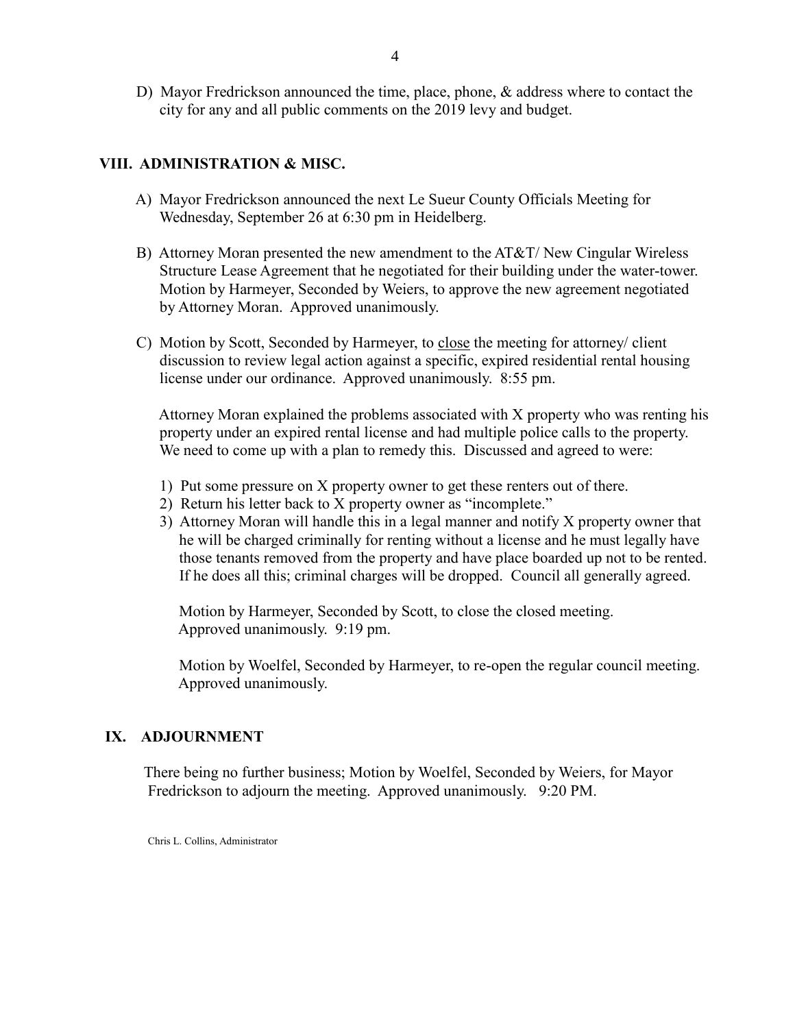D) Mayor Fredrickson announced the time, place, phone, & address where to contact the city for any and all public comments on the 2019 levy and budget.

## VIII. ADMINISTRATION & MISC.

A) Mayor Fredrickson announced the next Le Sueur County Officials Meeting for Wednesday, September 26 at 6:30 pm in Heidelberg.

B) Attorney Moran presented the new amendment to the AT&T/ New Cingular Wireless Structure Lease Agreement that he negotiated for their building under the water-tower. Motion by Harmeyer, Seconded by Weiers, to approve the new agreement negotiated by Attorney Moran. Approved unanimously.

C) Motion by Scott, Seconded by Harmeyer, to close the meeting for attorney/ client discussion to review legal action against a specific, expired residential rental housing license under our ordinance. Approved unanimously. 8:55 pm.

Attorney Moran explained the problems associated with X property who was renting his property under an expired rental license and had multiple police calls to the property. We need to come up with a plan to remedy this. Discussed and agreed to were:

1) Put some pressure on X property owner to get these renters out of there.
2) Return his letter back to X property owner as "incomplete."
3) Attorney Moran will handle this in a legal manner and notify X property owner that he will be charged criminally for renting without a license and he must legally have those tenants removed from the property and have place boarded up not to be rented. If he does all this; criminal charges will be dropped. Council all generally agreed.

Motion by Harmeyer, Seconded by Scott, to close the closed meeting. Approved unanimously. 9:19 pm.

Motion by Woelfel, Seconded by Harmeyer, to re-open the regular council meeting. Approved unanimously.

## IX. ADJOURNMENT

There being no further business; Motion by Woelfel, Seconded by Weiers, for Mayor Fredrickson to adjourn the meeting. Approved unanimously. 9:20 PM.

Chris L. Collins, Administrator